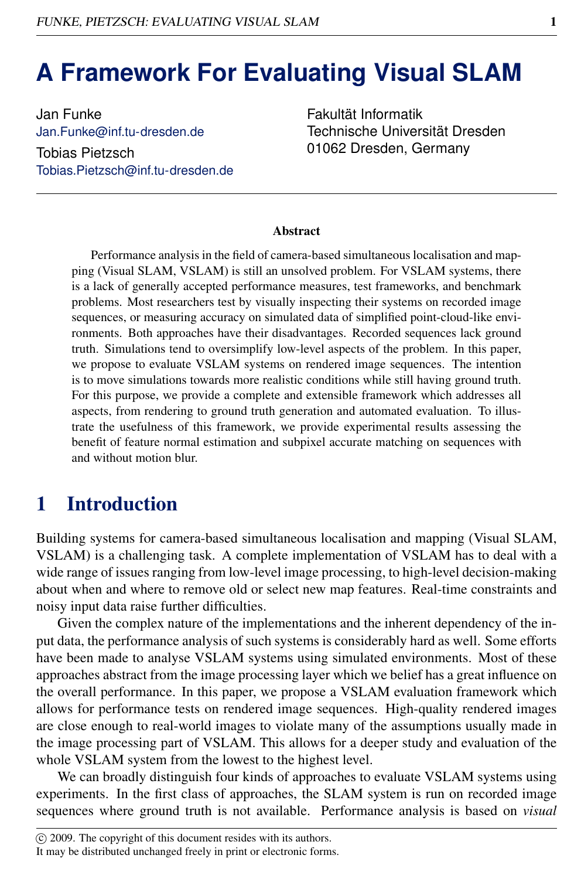# A Framework For Evaluating Visual SLAM

Jan Funke
Jan.Funke@inf.tu-dresden.de

Tobias Pietzsch
Tobias.Pietzsch@inf.tu-dresden.de

Fakultät Informatik
Technische Universität Dresden
01062 Dresden, Germany

**Abstract**

Performance analysis in the field of camera-based simultaneous localisation and mapping (Visual SLAM, VSLAM) is still an unsolved problem. For VSLAM systems, there is a lack of generally accepted performance measures, test frameworks, and benchmark problems. Most researchers test by visually inspecting their systems on recorded image sequences, or measuring accuracy on simulated data of simplified point-cloud-like environments. Both approaches have their disadvantages. Recorded sequences lack ground truth. Simulations tend to oversimplify low-level aspects of the problem. In this paper, we propose to evaluate VSLAM systems on rendered image sequences. The intention is to move simulations towards more realistic conditions while still having ground truth. For this purpose, we provide a complete and extensible framework which addresses all aspects, from rendering to ground truth generation and automated evaluation. To illustrate the usefulness of this framework, we provide experimental results assessing the benefit of feature normal estimation and subpixel accurate matching on sequences with and without motion blur.

## 1 Introduction

Building systems for camera-based simultaneous localisation and mapping (Visual SLAM, VSLAM) is a challenging task. A complete implementation of VSLAM has to deal with a wide range of issues ranging from low-level image processing, to high-level decision-making about when and where to remove old or select new map features. Real-time constraints and noisy input data raise further difficulties.

Given the complex nature of the implementations and the inherent dependency of the input data, the performance analysis of such systems is considerably hard as well. Some efforts have been made to analyse VSLAM systems using simulated environments. Most of these approaches abstract from the image processing layer which we belief has a great influence on the overall performance. In this paper, we propose a VSLAM evaluation framework which allows for performance tests on rendered image sequences. High-quality rendered images are close enough to real-world images to violate many of the assumptions usually made in the image processing part of VSLAM. This allows for a deeper study and evaluation of the whole VSLAM system from the lowest to the highest level.

We can broadly distinguish four kinds of approaches to evaluate VSLAM systems using experiments. In the first class of approaches, the SLAM system is run on recorded image sequences where ground truth is not available. Performance analysis is based on *visual*

© 2009. The copyright of this document resides with its authors.
It may be distributed unchanged freely in print or electronic forms.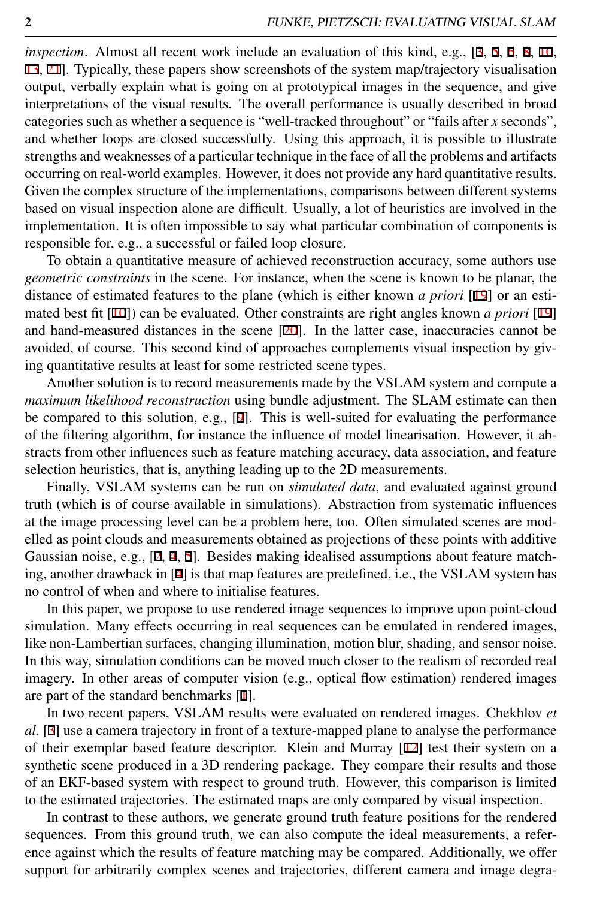*inspection*. Almost all recent work include an evaluation of this kind, e.g., [3, 5, 6, 8, 10, 13, 21]. Typically, these papers show screenshots of the system map/trajectory visualisation output, verbally explain what is going on at prototypical images in the sequence, and give interpretations of the visual results. The overall performance is usually described in broad categories such as whether a sequence is "well-tracked throughout" or "fails after $x$ seconds", and whether loops are closed successfully. Using this approach, it is possible to illustrate strengths and weaknesses of a particular technique in the face of all the problems and artifacts occurring on real-world examples. However, it does not provide any hard quantitative results. Given the complex structure of the implementations, comparisons between different systems based on visual inspection alone are difficult. Usually, a lot of heuristics are involved in the implementation. It is often impossible to say what particular combination of components is responsible for, e.g., a successful or failed loop closure.

To obtain a quantitative measure of achieved reconstruction accuracy, some authors use *geometric constraints* in the scene. For instance, when the scene is known to be planar, the distance of estimated features to the plane (which is either known *a priori* [19] or an estimated best fit [10]) can be evaluated. Other constraints are right angles known *a priori* [19] and hand-measured distances in the scene [20]. In the latter case, inaccuracies cannot be avoided, of course. This second kind of approaches complements visual inspection by giving quantitative results at least for some restricted scene types.

Another solution is to record measurements made by the VSLAM system and compute a *maximum likelihood reconstruction* using bundle adjustment. The SLAM estimate can then be compared to this solution, e.g., [9]. This is well-suited for evaluating the performance of the filtering algorithm, for instance the influence of model linearisation. However, it abstracts from other influences such as feature matching accuracy, data association, and feature selection heuristics, that is, anything leading up to the 2D measurements.

Finally, VSLAM systems can be run on *simulated data*, and evaluated against ground truth (which is of course available in simulations). Abstraction from systematic influences at the image processing level can be a problem here, too. Often simulated scenes are modelled as point clouds and measurements obtained as projections of these points with additive Gaussian noise, e.g., [2, 4, 5]. Besides making idealised assumptions about feature matching, another drawback in [4] is that map features are predefined, i.e., the VSLAM system has no control of when and where to initialise features.

In this paper, we propose to use rendered image sequences to improve upon point-cloud simulation. Many effects occurring in real sequences can be emulated in rendered images, like non-Lambertian surfaces, changing illumination, motion blur, shading, and sensor noise. In this way, simulation conditions can be moved much closer to the realism of recorded real imagery. In other areas of computer vision (e.g., optical flow estimation) rendered images are part of the standard benchmarks [1].

In two recent papers, VSLAM results were evaluated on rendered images. Chekhlov *et al*. [3] use a camera trajectory in front of a texture-mapped plane to analyse the performance of their exemplar based feature descriptor. Klein and Murray [12] test their system on a synthetic scene produced in a 3D rendering package. They compare their results and those of an EKF-based system with respect to ground truth. However, this comparison is limited to the estimated trajectories. The estimated maps are only compared by visual inspection.

In contrast to these authors, we generate ground truth feature positions for the rendered sequences. From this ground truth, we can also compute the ideal measurements, a reference against which the results of feature matching may be compared. Additionally, we offer support for arbitrarily complex scenes and trajectories, different camera and image degra-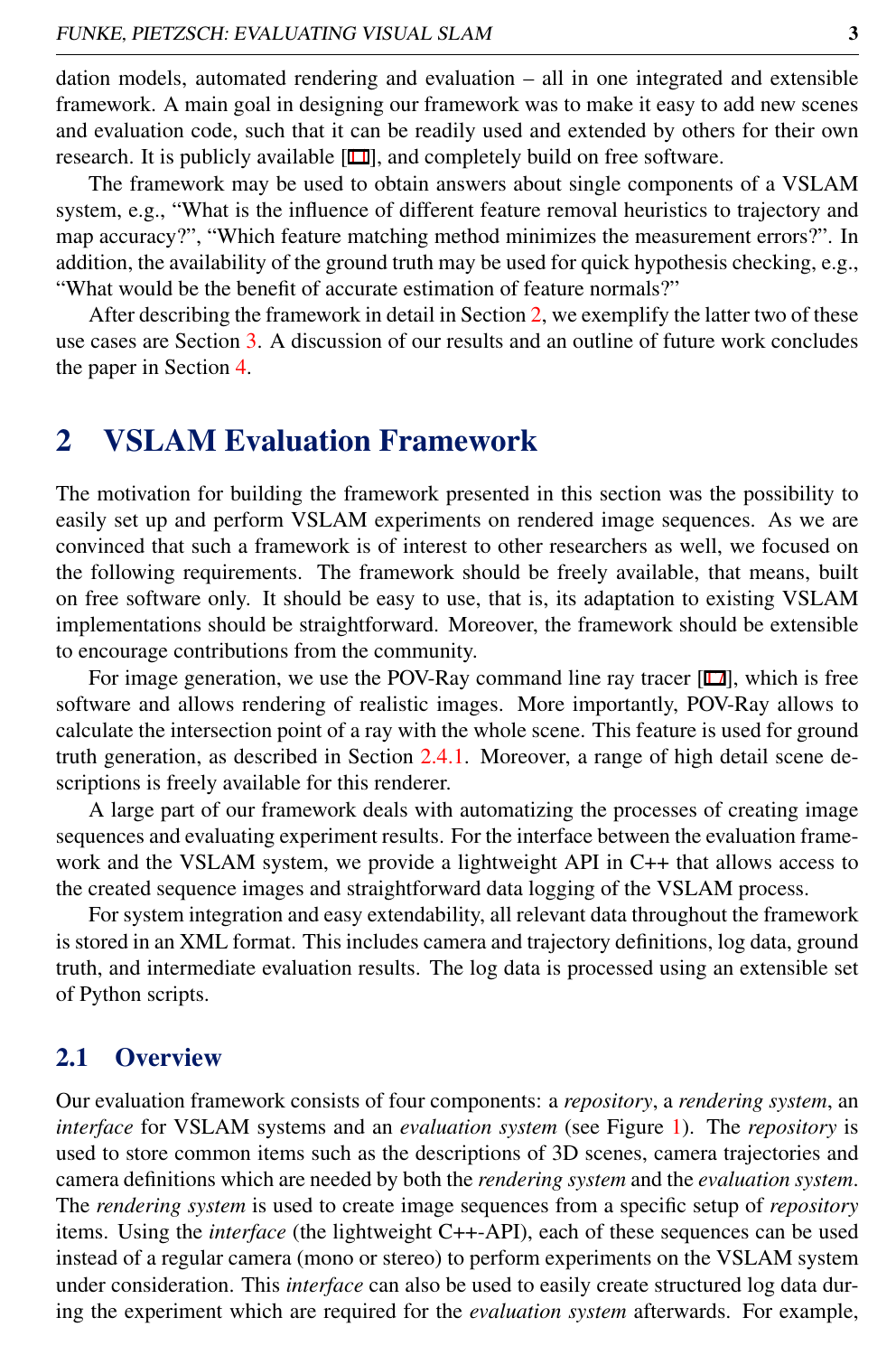dation models, automated rendering and evaluation – all in one integrated and extensible framework. A main goal in designing our framework was to make it easy to add new scenes and evaluation code, such that it can be readily used and extended by others for their own research. It is publicly available [11], and completely build on free software.

The framework may be used to obtain answers about single components of a VSLAM system, e.g., "What is the influence of different feature removal heuristics to trajectory and map accuracy?", "Which feature matching method minimizes the measurement errors?". In addition, the availability of the ground truth may be used for quick hypothesis checking, e.g., "What would be the benefit of accurate estimation of feature normals?"

After describing the framework in detail in Section 2, we exemplify the latter two of these use cases are Section 3. A discussion of our results and an outline of future work concludes the paper in Section 4.

## 2 VSLAM Evaluation Framework

The motivation for building the framework presented in this section was the possibility to easily set up and perform VSLAM experiments on rendered image sequences. As we are convinced that such a framework is of interest to other researchers as well, we focused on the following requirements. The framework should be freely available, that means, built on free software only. It should be easy to use, that is, its adaptation to existing VSLAM implementations should be straightforward. Moreover, the framework should be extensible to encourage contributions from the community.

For image generation, we use the POV-Ray command line ray tracer [17], which is free software and allows rendering of realistic images. More importantly, POV-Ray allows to calculate the intersection point of a ray with the whole scene. This feature is used for ground truth generation, as described in Section 2.4.1. Moreover, a range of high detail scene descriptions is freely available for this renderer.

A large part of our framework deals with automatizing the processes of creating image sequences and evaluating experiment results. For the interface between the evaluation framework and the VSLAM system, we provide a lightweight API in C++ that allows access to the created sequence images and straightforward data logging of the VSLAM process.

For system integration and easy extendability, all relevant data throughout the framework is stored in an XML format. This includes camera and trajectory definitions, log data, ground truth, and intermediate evaluation results. The log data is processed using an extensible set of Python scripts.

### 2.1 Overview

Our evaluation framework consists of four components: a *repository*, a *rendering system*, an *interface* for VSLAM systems and an *evaluation system* (see Figure 1). The *repository* is used to store common items such as the descriptions of 3D scenes, camera trajectories and camera definitions which are needed by both the *rendering system* and the *evaluation system*. The *rendering system* is used to create image sequences from a specific setup of *repository* items. Using the *interface* (the lightweight C++-API), each of these sequences can be used instead of a regular camera (mono or stereo) to perform experiments on the VSLAM system under consideration. This *interface* can also be used to easily create structured log data during the experiment which are required for the *evaluation system* afterwards. For example,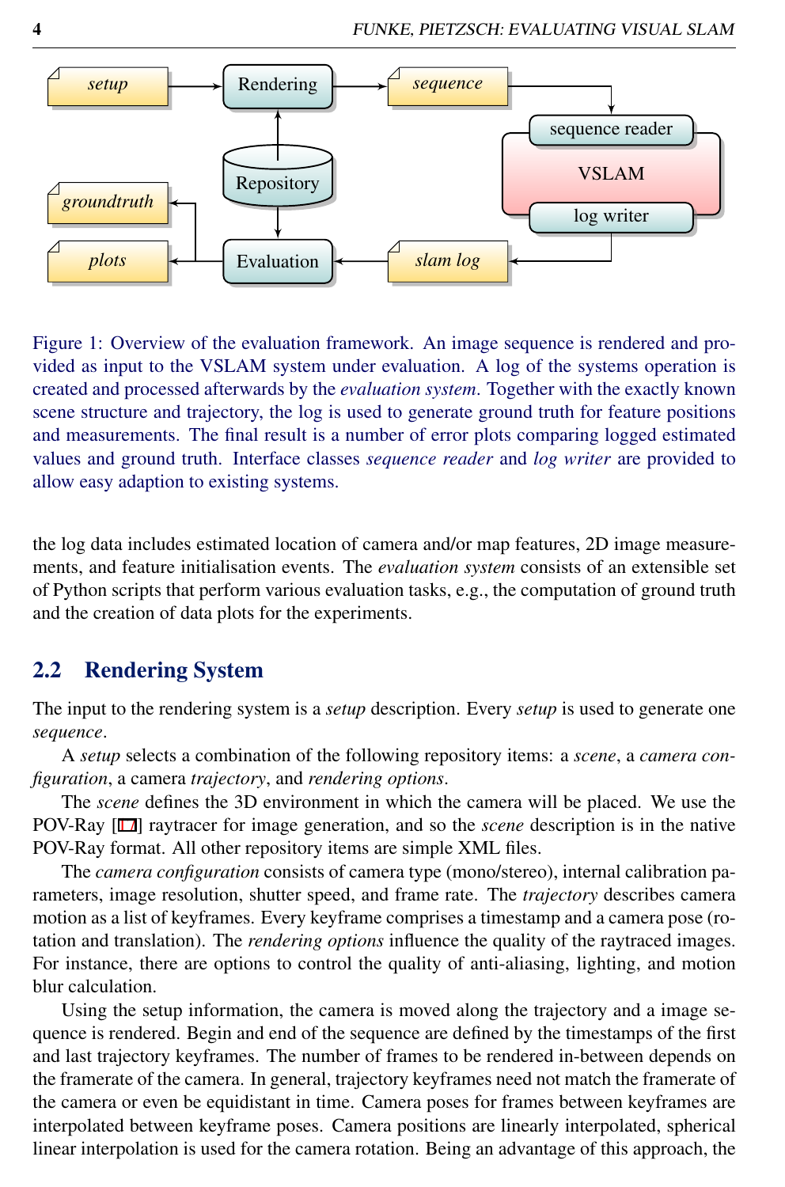Figure 1: Overview of the evaluation framework. An image sequence is rendered and provided as input to the VSLAM system under evaluation. A log of the systems operation is created and processed afterwards by the *evaluation system*. Together with the exactly known scene structure and trajectory, the log is used to generate ground truth for feature positions and measurements. The final result is a number of error plots comparing logged estimated values and ground truth. Interface classes *sequence reader* and *log writer* are provided to allow easy adaption to existing systems.

the log data includes estimated location of camera and/or map features, 2D image measurements, and feature initialisation events. The *evaluation system* consists of an extensible set of Python scripts that perform various evaluation tasks, e.g., the computation of ground truth and the creation of data plots for the experiments.

## 2.2 Rendering System

The input to the rendering system is a *setup* description. Every *setup* is used to generate one *sequence*.

A *setup* selects a combination of the following repository items: a *scene*, a *camera configuration*, a camera *trajectory*, and *rendering options*.

The *scene* defines the 3D environment in which the camera will be placed. We use the POV-Ray [17] raytracer for image generation, and so the *scene* description is in the native POV-Ray format. All other repository items are simple XML files.

The *camera configuration* consists of camera type (mono/stereo), internal calibration parameters, image resolution, shutter speed, and frame rate. The *trajectory* describes camera motion as a list of keyframes. Every keyframe comprises a timestamp and a camera pose (rotation and translation). The *rendering options* influence the quality of the raytraced images. For instance, there are options to control the quality of anti-aliasing, lighting, and motion blur calculation.

Using the setup information, the camera is moved along the trajectory and a image sequence is rendered. Begin and end of the sequence are defined by the timestamps of the first and last trajectory keyframes. The number of frames to be rendered in-between depends on the framerate of the camera. In general, trajectory keyframes need not match the framerate of the camera or even be equidistant in time. Camera poses for frames between keyframes are interpolated between keyframe poses. Camera positions are linearly interpolated, spherical linear interpolation is used for the camera rotation. Being an advantage of this approach, the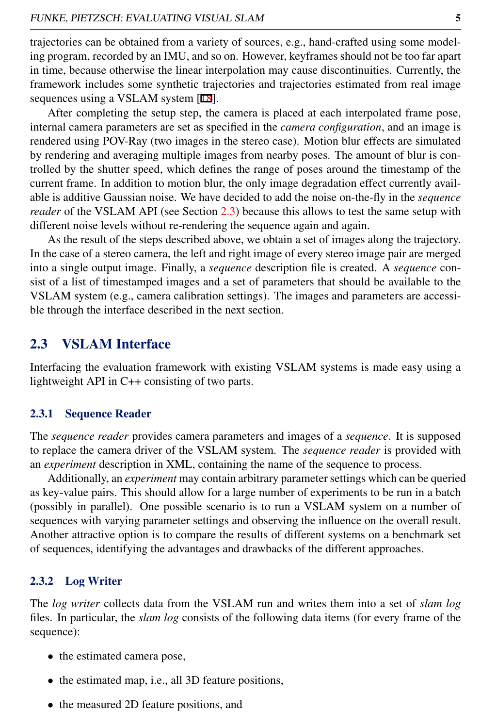trajectories can be obtained from a variety of sources, e.g., hand-crafted using some modeling program, recorded by an IMU, and so on. However, keyframes should not be too far apart in time, because otherwise the linear interpolation may cause discontinuities. Currently, the framework includes some synthetic trajectories and trajectories estimated from real image sequences using a VSLAM system [18].

After completing the setup step, the camera is placed at each interpolated frame pose, internal camera parameters are set as specified in the *camera configuration*, and an image is rendered using POV-Ray (two images in the stereo case). Motion blur effects are simulated by rendering and averaging multiple images from nearby poses. The amount of blur is controlled by the shutter speed, which defines the range of poses around the timestamp of the current frame. In addition to motion blur, the only image degradation effect currently available is additive Gaussian noise. We have decided to add the noise on-the-fly in the *sequence reader* of the VSLAM API (see Section 2.3) because this allows to test the same setup with different noise levels without re-rendering the sequence again and again.

As the result of the steps described above, we obtain a set of images along the trajectory. In the case of a stereo camera, the left and right image of every stereo image pair are merged into a single output image. Finally, a *sequence* description file is created. A *sequence* consist of a list of timestamped images and a set of parameters that should be available to the VSLAM system (e.g., camera calibration settings). The images and parameters are accessible through the interface described in the next section.

## 2.3 VSLAM Interface

Interfacing the evaluation framework with existing VSLAM systems is made easy using a lightweight API in C++ consisting of two parts.

### 2.3.1 Sequence Reader

The *sequence reader* provides camera parameters and images of a *sequence*. It is supposed to replace the camera driver of the VSLAM system. The *sequence reader* is provided with an *experiment* description in XML, containing the name of the sequence to process.

Additionally, an *experiment* may contain arbitrary parameter settings which can be queried as key-value pairs. This should allow for a large number of experiments to be run in a batch (possibly in parallel). One possible scenario is to run a VSLAM system on a number of sequences with varying parameter settings and observing the influence on the overall result. Another attractive option is to compare the results of different systems on a benchmark set of sequences, identifying the advantages and drawbacks of the different approaches.

### 2.3.2 Log Writer

The *log writer* collects data from the VSLAM run and writes them into a set of *slam log* files. In particular, the *slam log* consists of the following data items (for every frame of the sequence):

- the estimated camera pose,
- the estimated map, i.e., all 3D feature positions,
- the measured 2D feature positions, and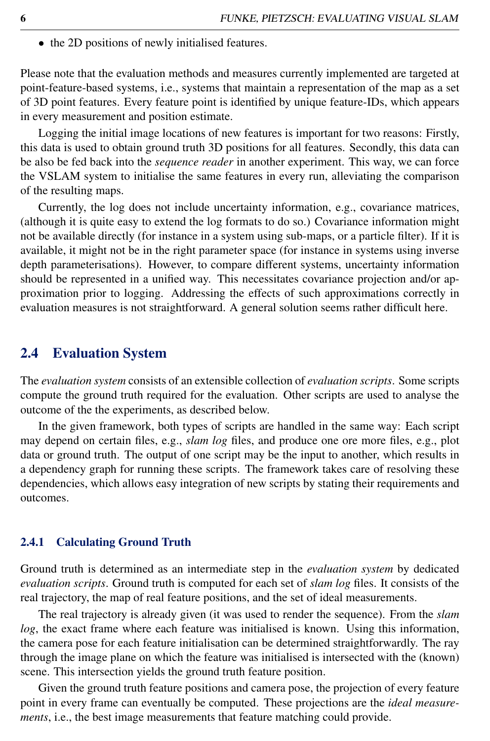- the 2D positions of newly initialised features.

Please note that the evaluation methods and measures currently implemented are targeted at point-feature-based systems, i.e., systems that maintain a representation of the map as a set of 3D point features. Every feature point is identified by unique feature-IDs, which appears in every measurement and position estimate.

Logging the initial image locations of new features is important for two reasons: Firstly, this data is used to obtain ground truth 3D positions for all features. Secondly, this data can be also be fed back into the *sequence reader* in another experiment. This way, we can force the VSLAM system to initialise the same features in every run, alleviating the comparison of the resulting maps.

Currently, the log does not include uncertainty information, e.g., covariance matrices, (although it is quite easy to extend the log formats to do so.) Covariance information might not be available directly (for instance in a system using sub-maps, or a particle filter). If it is available, it might not be in the right parameter space (for instance in systems using inverse depth parameterisations). However, to compare different systems, uncertainty information should be represented in a unified way. This necessitates covariance projection and/or approximation prior to logging. Addressing the effects of such approximations correctly in evaluation measures is not straightforward. A general solution seems rather difficult here.

## 2.4 Evaluation System

The *evaluation system* consists of an extensible collection of *evaluation scripts*. Some scripts compute the ground truth required for the evaluation. Other scripts are used to analyse the outcome of the the experiments, as described below.

In the given framework, both types of scripts are handled in the same way: Each script may depend on certain files, e.g., *slam log* files, and produce one ore more files, e.g., plot data or ground truth. The output of one script may be the input to another, which results in a dependency graph for running these scripts. The framework takes care of resolving these dependencies, which allows easy integration of new scripts by stating their requirements and outcomes.

### 2.4.1 Calculating Ground Truth

Ground truth is determined as an intermediate step in the *evaluation system* by dedicated *evaluation scripts*. Ground truth is computed for each set of *slam log* files. It consists of the real trajectory, the map of real feature positions, and the set of ideal measurements.

The real trajectory is already given (it was used to render the sequence). From the *slam log*, the exact frame where each feature was initialised is known. Using this information, the camera pose for each feature initialisation can be determined straightforwardly. The ray through the image plane on which the feature was initialised is intersected with the (known) scene. This intersection yields the ground truth feature position.

Given the ground truth feature positions and camera pose, the projection of every feature point in every frame can eventually be computed. These projections are the *ideal measurements*, i.e., the best image measurements that feature matching could provide.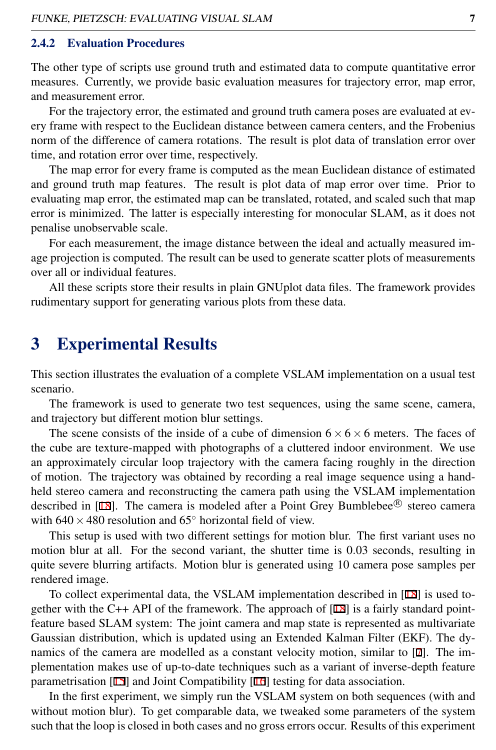#### 2.4.2 Evaluation Procedures

The other type of scripts use ground truth and estimated data to compute quantitative error measures. Currently, we provide basic evaluation measures for trajectory error, map error, and measurement error.

For the trajectory error, the estimated and ground truth camera poses are evaluated at every frame with respect to the Euclidean distance between camera centers, and the Frobenius norm of the difference of camera rotations. The result is plot data of translation error over time, and rotation error over time, respectively.

The map error for every frame is computed as the mean Euclidean distance of estimated and ground truth map features. The result is plot data of map error over time. Prior to evaluating map error, the estimated map can be translated, rotated, and scaled such that map error is minimized. The latter is especially interesting for monocular SLAM, as it does not penalise unobservable scale.

For each measurement, the image distance between the ideal and actually measured image projection is computed. The result can be used to generate scatter plots of measurements over all or individual features.

All these scripts store their results in plain GNUplot data files. The framework provides rudimentary support for generating various plots from these data.

# 3 Experimental Results

This section illustrates the evaluation of a complete VSLAM implementation on a usual test scenario.

The framework is used to generate two test sequences, using the same scene, camera, and trajectory but different motion blur settings.

The scene consists of the inside of a cube of dimension $6 \times 6 \times 6$ meters. The faces of the cube are texture-mapped with photographs of a cluttered indoor environment. We use an approximately circular loop trajectory with the camera facing roughly in the direction of motion. The trajectory was obtained by recording a real image sequence using a handheld stereo camera and reconstructing the camera path using the VSLAM implementation described in [18]. The camera is modeled after a Point Grey Bumblebee® stereo camera with $640 \times 480$ resolution and $65^{\circ}$ horizontal field of view.

This setup is used with two different settings for motion blur. The first variant uses no motion blur at all. For the second variant, the shutter time is 0.03 seconds, resulting in quite severe blurring artifacts. Motion blur is generated using 10 camera pose samples per rendered image.

To collect experimental data, the VSLAM implementation described in [18] is used together with the C++ API of the framework. The approach of [18] is a fairly standard point-feature based SLAM system: The joint camera and map state is represented as multivariate Gaussian distribution, which is updated using an Extended Kalman Filter (EKF). The dynamics of the camera are modelled as a constant velocity motion, similar to [7]. The implementation makes use of up-to-date techniques such as a variant of inverse-depth feature parametrisation [15] and Joint Compatibility [16] testing for data association.

In the first experiment, we simply run the VSLAM system on both sequences (with and without motion blur). To get comparable data, we tweaked some parameters of the system such that the loop is closed in both cases and no gross errors occur. Results of this experiment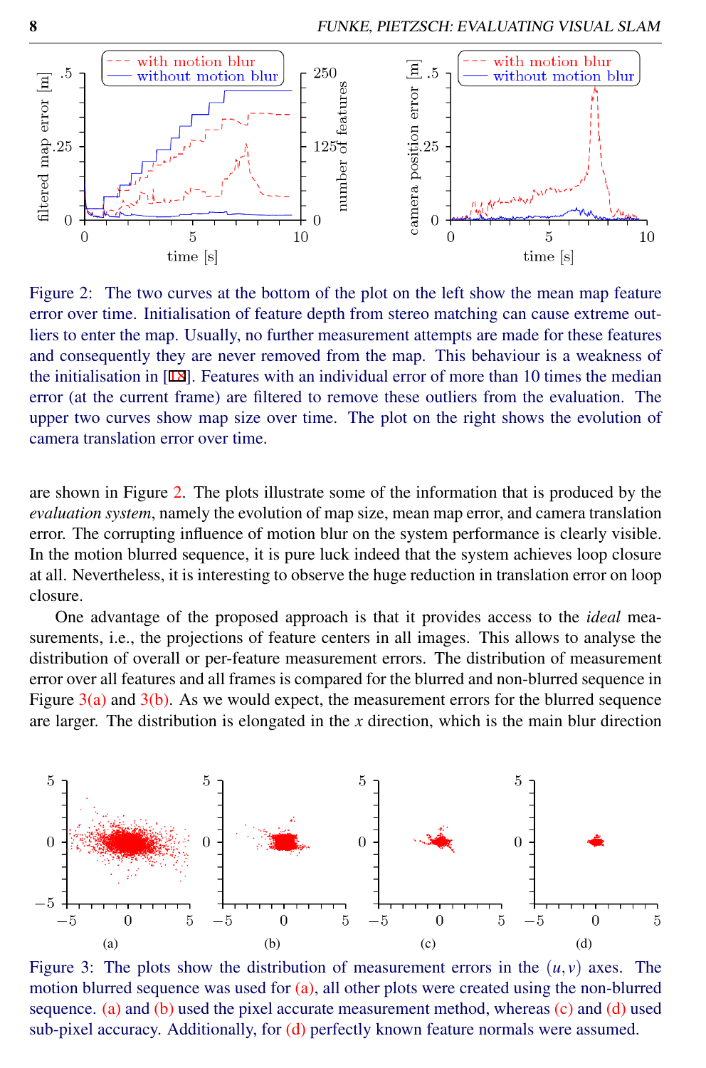Figure 2: The two curves at the bottom of the plot on the left show the mean map feature error over time. Initialisation of feature depth from stereo matching can cause extreme outliers to enter the map. Usually, no further measurement attempts are made for these features and consequently they are never removed from the map. This behaviour is a weakness of the initialisation in [18]. Features with an individual error of more than 10 times the median error (at the current frame) are filtered to remove these outliers from the evaluation. The upper two curves show map size over time. The plot on the right shows the evolution of camera translation error over time.

are shown in Figure 2. The plots illustrate some of the information that is produced by the *evaluation system*, namely the evolution of map size, mean map error, and camera translation error. The corrupting influence of motion blur on the system performance is clearly visible. In the motion blurred sequence, it is pure luck indeed that the system achieves loop closure at all. Nevertheless, it is interesting to observe the huge reduction in translation error on loop closure.

One advantage of the proposed approach is that it provides access to the *ideal* measurements, i.e., the projections of feature centers in all images. This allows to analyse the distribution of overall or per-feature measurement errors. The distribution of measurement error over all features and all frames is compared for the blurred and non-blurred sequence in Figure 3(a) and 3(b). As we would expect, the measurement errors for the blurred sequence are larger. The distribution is elongated in the $x$ direction, which is the main blur direction

Figure 3: The plots show the distribution of measurement errors in the $(u, v)$ axes. The motion blurred sequence was used for (a), all other plots were created using the non-blurred sequence. (a) and (b) used the pixel accurate measurement method, whereas (c) and (d) used sub-pixel accuracy. Additionally, for (d) perfectly known feature normals were assumed.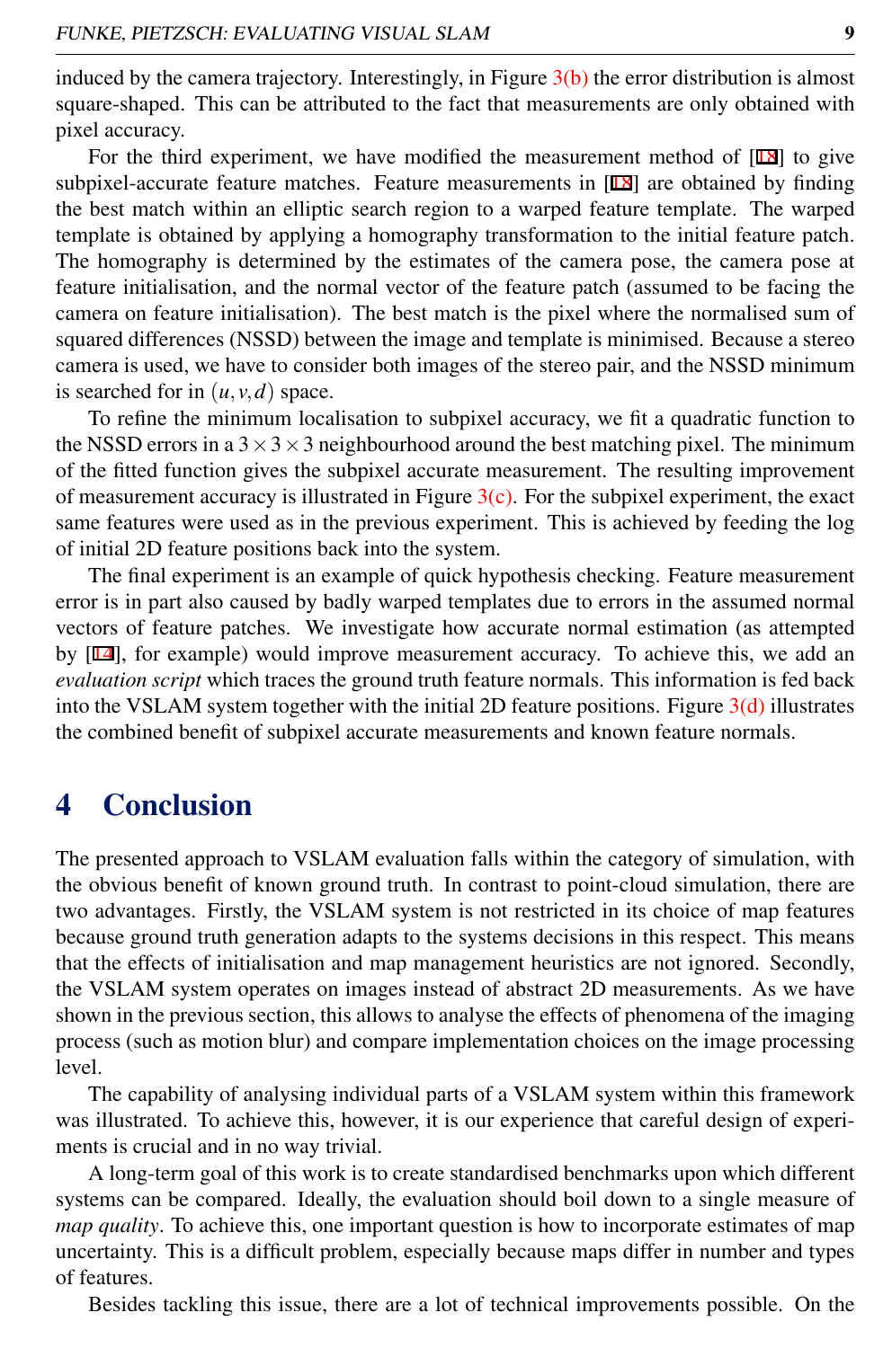induced by the camera trajectory. Interestingly, in Figure 3(b) the error distribution is almost square-shaped. This can be attributed to the fact that measurements are only obtained with pixel accuracy.

For the third experiment, we have modified the measurement method of [18] to give subpixel-accurate feature matches. Feature measurements in [18] are obtained by finding the best match within an elliptic search region to a warped feature template. The warped template is obtained by applying a homography transformation to the initial feature patch. The homography is determined by the estimates of the camera pose, the camera pose at feature initialisation, and the normal vector of the feature patch (assumed to be facing the camera on feature initialisation). The best match is the pixel where the normalised sum of squared differences (NSSD) between the image and template is minimised. Because a stereo camera is used, we have to consider both images of the stereo pair, and the NSSD minimum is searched for in $(u, v, d)$ space.

To refine the minimum localisation to subpixel accuracy, we fit a quadratic function to the NSSD errors in a $3 \times 3 \times 3$ neighbourhood around the best matching pixel. The minimum of the fitted function gives the subpixel accurate measurement. The resulting improvement of measurement accuracy is illustrated in Figure 3(c). For the subpixel experiment, the exact same features were used as in the previous experiment. This is achieved by feeding the log of initial 2D feature positions back into the system.

The final experiment is an example of quick hypothesis checking. Feature measurement error is in part also caused by badly warped templates due to errors in the assumed normal vectors of feature patches. We investigate how accurate normal estimation (as attempted by [14], for example) would improve measurement accuracy. To achieve this, we add an *evaluation script* which traces the ground truth feature normals. This information is fed back into the VSLAM system together with the initial 2D feature positions. Figure 3(d) illustrates the combined benefit of subpixel accurate measurements and known feature normals.

# 4 Conclusion

The presented approach to VSLAM evaluation falls within the category of simulation, with the obvious benefit of known ground truth. In contrast to point-cloud simulation, there are two advantages. Firstly, the VSLAM system is not restricted in its choice of map features because ground truth generation adapts to the systems decisions in this respect. This means that the effects of initialisation and map management heuristics are not ignored. Secondly, the VSLAM system operates on images instead of abstract 2D measurements. As we have shown in the previous section, this allows to analyse the effects of phenomena of the imaging process (such as motion blur) and compare implementation choices on the image processing level.

The capability of analysing individual parts of a VSLAM system within this framework was illustrated. To achieve this, however, it is our experience that careful design of experiments is crucial and in no way trivial.

A long-term goal of this work is to create standardised benchmarks upon which different systems can be compared. Ideally, the evaluation should boil down to a single measure of *map quality*. To achieve this, one important question is how to incorporate estimates of map uncertainty. This is a difficult problem, especially because maps differ in number and types of features.

Besides tackling this issue, there are a lot of technical improvements possible. On the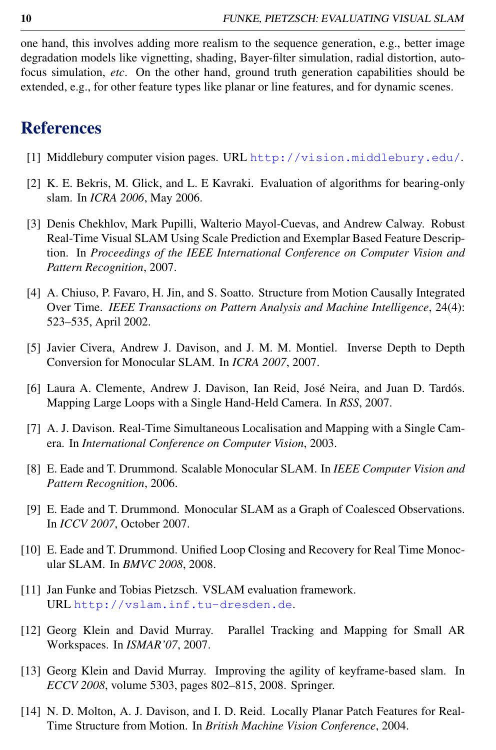one hand, this involves adding more realism to the sequence generation, e.g., better image degradation models like vignetting, shading, Bayer-filter simulation, radial distortion, autofocus simulation, *etc*. On the other hand, ground truth generation capabilities should be extended, e.g., for other feature types like planar or line features, and for dynamic scenes.

# References

[1] Middlebury computer vision pages. URL http://vision.middlebury.edu/.

[2] K. E. Bekris, M. Glick, and L. E Kavraki. Evaluation of algorithms for bearing-only slam. In *ICRA 2006*, May 2006.

[3] Denis Chekhlov, Mark Pupilli, Walterio Mayol-Cuevas, and Andrew Calway. Robust Real-Time Visual SLAM Using Scale Prediction and Exemplar Based Feature Description. In *Proceedings of the IEEE International Conference on Computer Vision and Pattern Recognition*, 2007.

[4] A. Chiuso, P. Favaro, H. Jin, and S. Soatto. Structure from Motion Causally Integrated Over Time. *IEEE Transactions on Pattern Analysis and Machine Intelligence*, 24(4): 523–535, April 2002.

[5] Javier Civera, Andrew J. Davison, and J. M. M. Montiel. Inverse Depth to Depth Conversion for Monocular SLAM. In *ICRA 2007*, 2007.

[6] Laura A. Clemente, Andrew J. Davison, Ian Reid, José Neira, and Juan D. Tardós. Mapping Large Loops with a Single Hand-Held Camera. In *RSS*, 2007.

[7] A. J. Davison. Real-Time Simultaneous Localisation and Mapping with a Single Camera. In *International Conference on Computer Vision*, 2003.

[8] E. Eade and T. Drummond. Scalable Monocular SLAM. In *IEEE Computer Vision and Pattern Recognition*, 2006.

[9] E. Eade and T. Drummond. Monocular SLAM as a Graph of Coalesced Observations. In *ICCV 2007*, October 2007.

[10] E. Eade and T. Drummond. Unified Loop Closing and Recovery for Real Time Monocular SLAM. In *BMVC 2008*, 2008.

[11] Jan Funke and Tobias Pietzsch. VSLAM evaluation framework. URL http://vslam.inf.tu-dresden.de.

[12] Georg Klein and David Murray. Parallel Tracking and Mapping for Small AR Workspaces. In *ISMAR'07*, 2007.

[13] Georg Klein and David Murray. Improving the agility of keyframe-based slam. In *ECCV 2008*, volume 5303, pages 802–815, 2008. Springer.

[14] N. D. Molton, A. J. Davison, and I. D. Reid. Locally Planar Patch Features for Real-Time Structure from Motion. In *British Machine Vision Conference*, 2004.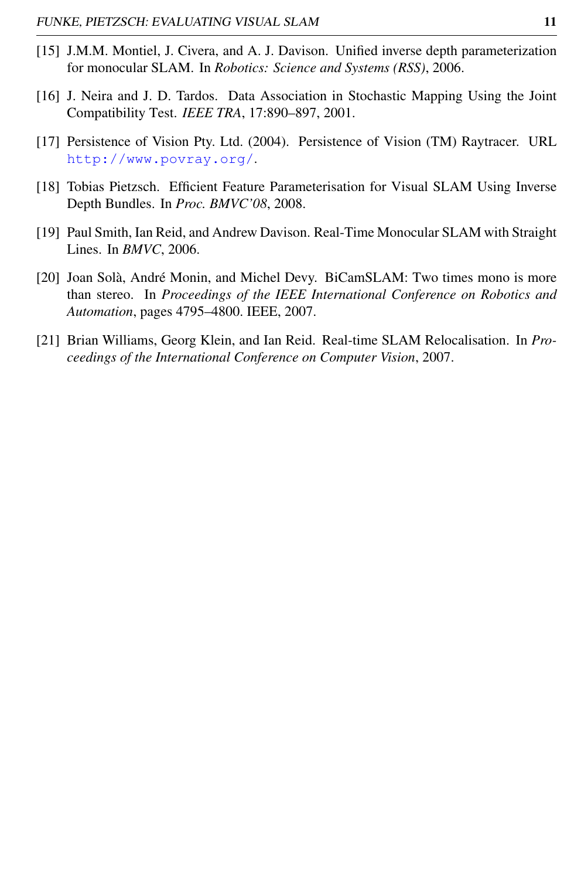[15] J.M.M. Montiel, J. Civera, and A. J. Davison. Unified inverse depth parameterization for monocular SLAM. In *Robotics: Science and Systems (RSS)*, 2006.

[16] J. Neira and J. D. Tardos. Data Association in Stochastic Mapping Using the Joint Compatibility Test. *IEEE TRA*, 17:890–897, 2001.

[17] Persistence of Vision Pty. Ltd. (2004). Persistence of Vision (TM) Raytracer. URL http://www.povray.org/.

[18] Tobias Pietzsch. Efficient Feature Parameterisation for Visual SLAM Using Inverse Depth Bundles. In *Proc. BMVC'08*, 2008.

[19] Paul Smith, Ian Reid, and Andrew Davison. Real-Time Monocular SLAM with Straight Lines. In *BMVC*, 2006.

[20] Joan Solà, André Monin, and Michel Devy. BiCamSLAM: Two times mono is more than stereo. In *Proceedings of the IEEE International Conference on Robotics and Automation*, pages 4795–4800. IEEE, 2007.

[21] Brian Williams, Georg Klein, and Ian Reid. Real-time SLAM Relocalisation. In *Proceedings of the International Conference on Computer Vision*, 2007.